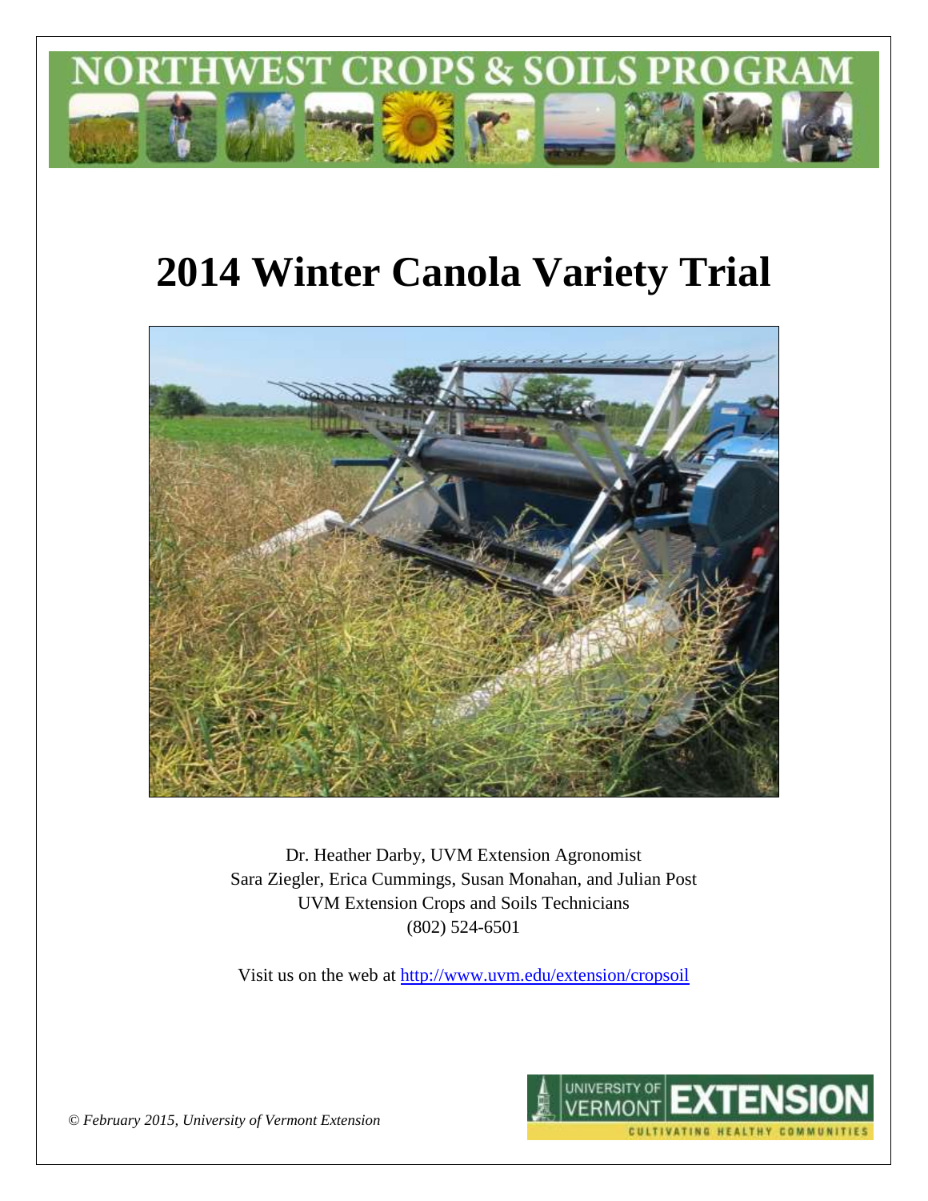NORTHWEST CROPS & SOILS PROGRAM

# 2014 Winter Canola Variety Trial

Dr. Heather Darby, UVM Extension Agronomist
Sara Ziegler, Erica Cummings, Susan Monahan, and Julian Post
UVM Extension Crops and Soils Technicians
(802) 524-6501

Visit us on the web at http://www.uvm.edu/extension/cropsoil

*© February 2015, University of Vermont Extension*

UNIVERSITY OF VERMONT EXTENSION
CULTIVATING HEALTHY COMMUNITIES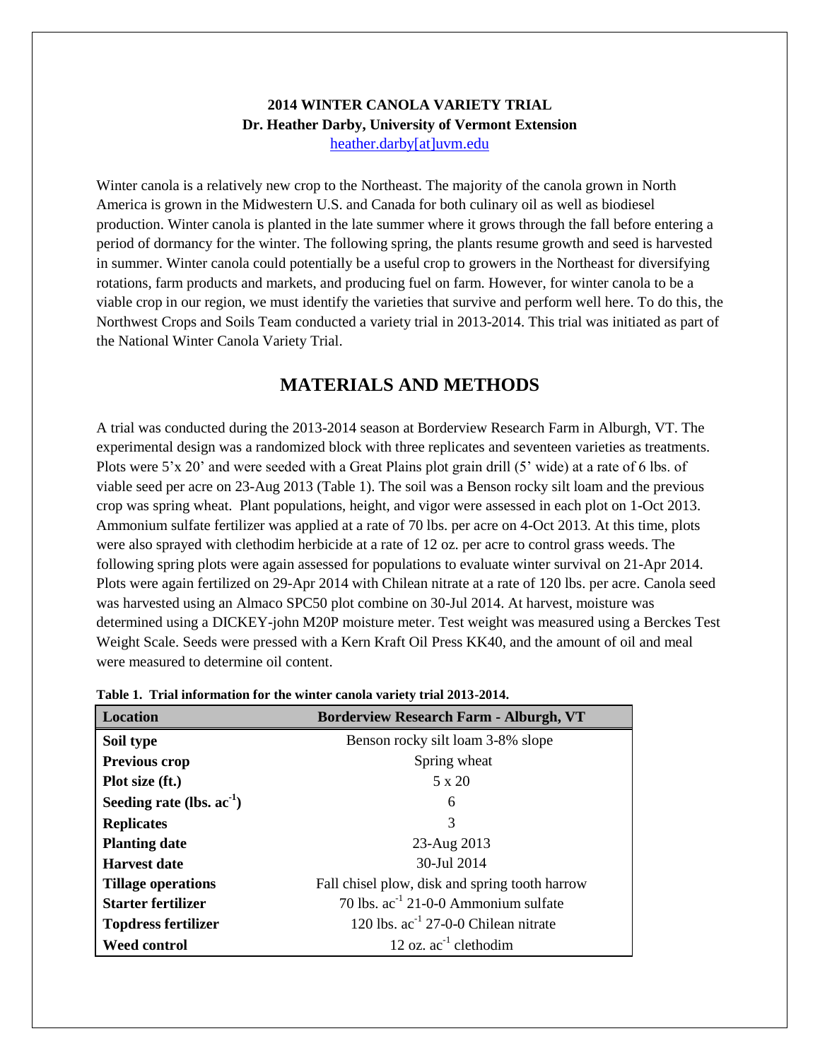**2014 WINTER CANOLA VARIETY TRIAL**
**Dr. Heather Darby, University of Vermont Extension**
heather.darby[at]uvm.edu

Winter canola is a relatively new crop to the Northeast. The majority of the canola grown in North America is grown in the Midwestern U.S. and Canada for both culinary oil as well as biodiesel production. Winter canola is planted in the late summer where it grows through the fall before entering a period of dormancy for the winter. The following spring, the plants resume growth and seed is harvested in summer. Winter canola could potentially be a useful crop to growers in the Northeast for diversifying rotations, farm products and markets, and producing fuel on farm. However, for winter canola to be a viable crop in our region, we must identify the varieties that survive and perform well here. To do this, the Northwest Crops and Soils Team conducted a variety trial in 2013-2014. This trial was initiated as part of the National Winter Canola Variety Trial.

## MATERIALS AND METHODS

A trial was conducted during the 2013-2014 season at Borderview Research Farm in Alburgh, VT. The experimental design was a randomized block with three replicates and seventeen varieties as treatments. Plots were 5'x 20' and were seeded with a Great Plains plot grain drill (5' wide) at a rate of 6 lbs. of viable seed per acre on 23-Aug 2013 (Table 1). The soil was a Benson rocky silt loam and the previous crop was spring wheat. Plant populations, height, and vigor were assessed in each plot on 1-Oct 2013. Ammonium sulfate fertilizer was applied at a rate of 70 lbs. per acre on 4-Oct 2013. At this time, plots were also sprayed with clethodim herbicide at a rate of 12 oz. per acre to control grass weeds. The following spring plots were again assessed for populations to evaluate winter survival on 21-Apr 2014. Plots were again fertilized on 29-Apr 2014 with Chilean nitrate at a rate of 120 lbs. per acre. Canola seed was harvested using an Almaco SPC50 plot combine on 30-Jul 2014. At harvest, moisture was determined using a DICKEY-john M20P moisture meter. Test weight was measured using a Berckes Test Weight Scale. Seeds were pressed with a Kern Kraft Oil Press KK40, and the amount of oil and meal were measured to determine oil content.

**Table 1. Trial information for the winter canola variety trial 2013-2014.**

| Location | Borderview Research Farm - Alburgh, VT |
|---|---|
| **Soil type** | Benson rocky silt loam 3-8% slope |
| **Previous crop** | Spring wheat |
| **Plot size (ft.)** | 5 x 20 |
| **Seeding rate (lbs. $ac^{-1}$)** | 6 |
| **Replicates** | 3 |
| **Planting date** | 23-Aug 2013 |
| **Harvest date** | 30-Jul 2014 |
| **Tillage operations** | Fall chisel plow, disk and spring tooth harrow |
| **Starter fertilizer** | 70 lbs. $ac^{-1}$ 21-0-0 Ammonium sulfate |
| **Topdress fertilizer** | 120 lbs. $ac^{-1}$ 27-0-0 Chilean nitrate |
| **Weed control** | 12 oz. $ac^{-1}$ clethodim |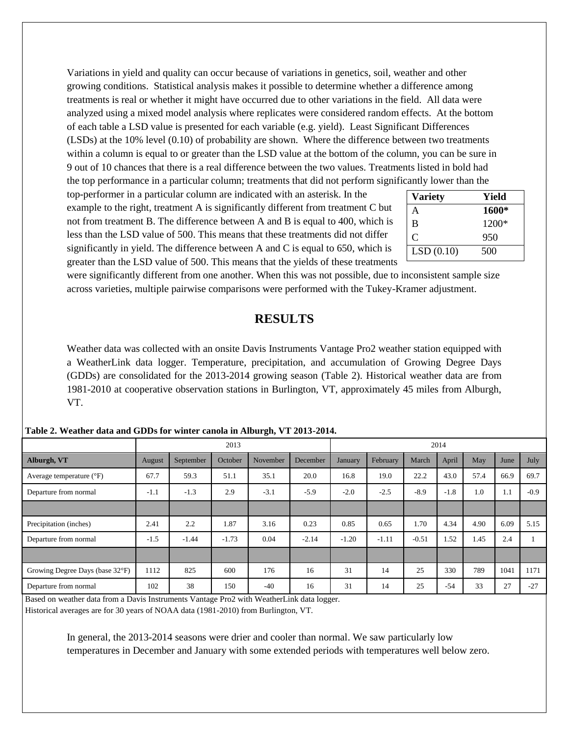Variations in yield and quality can occur because of variations in genetics, soil, weather and other growing conditions. Statistical analysis makes it possible to determine whether a difference among treatments is real or whether it might have occurred due to other variations in the field. All data were analyzed using a mixed model analysis where replicates were considered random effects. At the bottom of each table a LSD value is presented for each variable (e.g. yield). Least Significant Differences (LSDs) at the 10% level (0.10) of probability are shown. Where the difference between two treatments within a column is equal to or greater than the LSD value at the bottom of the column, you can be sure in 9 out of 10 chances that there is a real difference between the two values. Treatments listed in bold had the top performance in a particular column; treatments that did not perform significantly lower than the top-performer in a particular column are indicated with an asterisk. In the example to the right, treatment A is significantly different from treatment C but not from treatment B. The difference between A and B is equal to 400, which is less than the LSD value of 500. This means that these treatments did not differ significantly in yield. The difference between A and C is equal to 650, which is greater than the LSD value of 500. This means that the yields of these treatments were significantly different from one another. When this was not possible, due to inconsistent sample size across varieties, multiple pairwise comparisons were performed with the Tukey-Kramer adjustment.

| Variety | Yield |
|---|---|
| A | **1600*** |
| B | 1200* |
| C | 950 |
| LSD (0.10) | 500 |

## RESULTS

Weather data was collected with an onsite Davis Instruments Vantage Pro2 weather station equipped with a WeatherLink data logger. Temperature, precipitation, and accumulation of Growing Degree Days (GDDs) are consolidated for the 2013-2014 growing season (Table 2). Historical weather data are from 1981-2010 at cooperative observation stations in Burlington, VT, approximately 45 miles from Alburgh, VT.

**Table 2. Weather data and GDDs for winter canola in Alburgh, VT 2013-2014.**

| | 2013 | | | | | 2014 | | | | | | |
|---|---|---|---|---|---|---|---|---|---|---|---|---|
| **Alburgh, VT** | August | September | October | November | December | January | February | March | April | May | June | July |
| Average temperature (°F) | 67.7 | 59.3 | 51.1 | 35.1 | 20.0 | 16.8 | 19.0 | 22.2 | 43.0 | 57.4 | 66.9 | 69.7 |
| Departure from normal | -1.1 | -1.3 | 2.9 | -3.1 | -5.9 | -2.0 | -2.5 | -8.9 | -1.8 | 1.0 | 1.1 | -0.9 |
| | | | | | | | | | | | | |
| Precipitation (inches) | 2.41 | 2.2 | 1.87 | 3.16 | 0.23 | 0.85 | 0.65 | 1.70 | 4.34 | 4.90 | 6.09 | 5.15 |
| Departure from normal | -1.5 | -1.44 | -1.73 | 0.04 | -2.14 | -1.20 | -1.11 | -0.51 | 1.52 | 1.45 | 2.4 | 1 |
| | | | | | | | | | | | | |
| Growing Degree Days (base 32°F) | 1112 | 825 | 600 | 176 | 16 | 31 | 14 | 25 | 330 | 789 | 1041 | 1171 |
| Departure from normal | 102 | 38 | 150 | -40 | 16 | 31 | 14 | 25 | -54 | 33 | 27 | -27 |

Based on weather data from a Davis Instruments Vantage Pro2 with WeatherLink data logger.
Historical averages are for 30 years of NOAA data (1981-2010) from Burlington, VT.

In general, the 2013-2014 seasons were drier and cooler than normal. We saw particularly low temperatures in December and January with some extended periods with temperatures well below zero.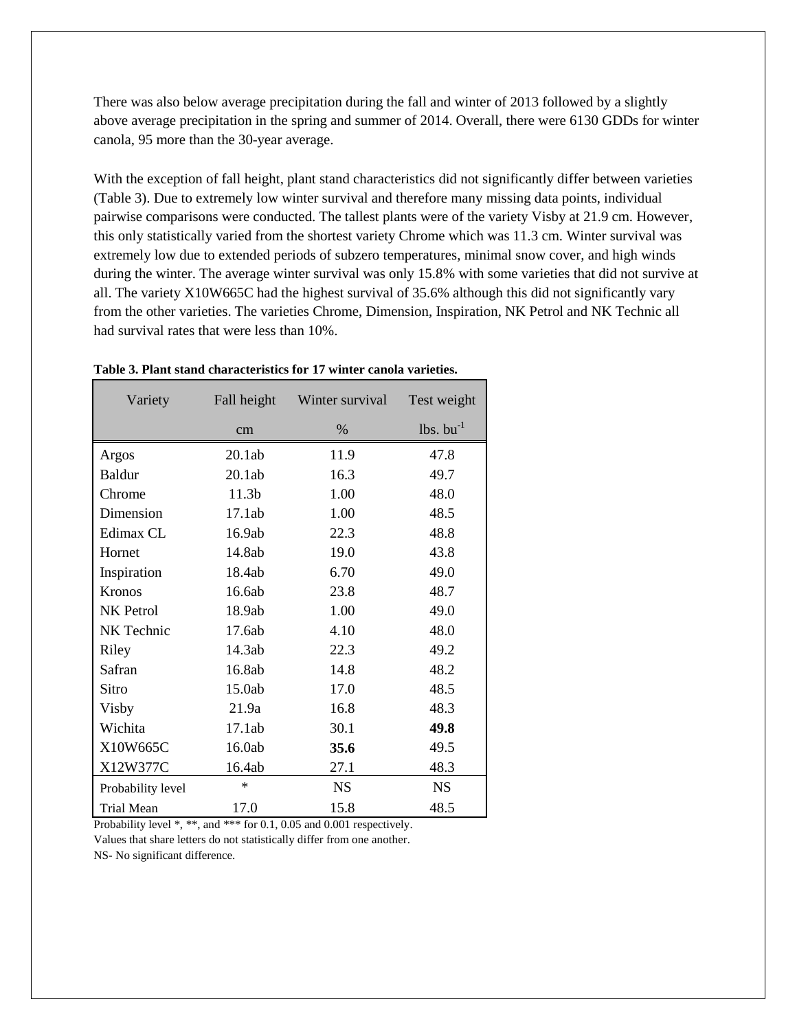There was also below average precipitation during the fall and winter of 2013 followed by a slightly above average precipitation in the spring and summer of 2014. Overall, there were 6130 GDDs for winter canola, 95 more than the 30-year average.

With the exception of fall height, plant stand characteristics did not significantly differ between varieties (Table 3). Due to extremely low winter survival and therefore many missing data points, individual pairwise comparisons were conducted. The tallest plants were of the variety Visby at 21.9 cm. However, this only statistically varied from the shortest variety Chrome which was 11.3 cm. Winter survival was extremely low due to extended periods of subzero temperatures, minimal snow cover, and high winds during the winter. The average winter survival was only 15.8% with some varieties that did not survive at all. The variety X10W665C had the highest survival of 35.6% although this did not significantly vary from the other varieties. The varieties Chrome, Dimension, Inspiration, NK Petrol and NK Technic all had survival rates that were less than 10%.

**Table 3. Plant stand characteristics for 17 winter canola varieties.**

| Variety | Fall height | Winter survival | Test weight |
|---|---|---|---|
| | cm | % | lbs. $bu^{-1}$ |
| Argos | 20.1ab | 11.9 | 47.8 |
| Baldur | 20.1ab | 16.3 | 49.7 |
| Chrome | 11.3b | 1.00 | 48.0 |
| Dimension | 17.1ab | 1.00 | 48.5 |
| Edimax CL | 16.9ab | 22.3 | 48.8 |
| Hornet | 14.8ab | 19.0 | 43.8 |
| Inspiration | 18.4ab | 6.70 | 49.0 |
| Kronos | 16.6ab | 23.8 | 48.7 |
| NK Petrol | 18.9ab | 1.00 | 49.0 |
| NK Technic | 17.6ab | 4.10 | 48.0 |
| Riley | 14.3ab | 22.3 | 49.2 |
| Safran | 16.8ab | 14.8 | 48.2 |
| Sitro | 15.0ab | 17.0 | 48.5 |
| Visby | 21.9a | 16.8 | 48.3 |
| Wichita | 17.1ab | 30.1 | **49.8** |
| X10W665C | 16.0ab | **35.6** | 49.5 |
| X12W377C | 16.4ab | 27.1 | 48.3 |
| Probability level | * | NS | NS |
| Trial Mean | 17.0 | 15.8 | 48.5 |

Probability level *, **, and *** for 0.1, 0.05 and 0.001 respectively.
Values that share letters do not statistically differ from one another.
NS- No significant difference.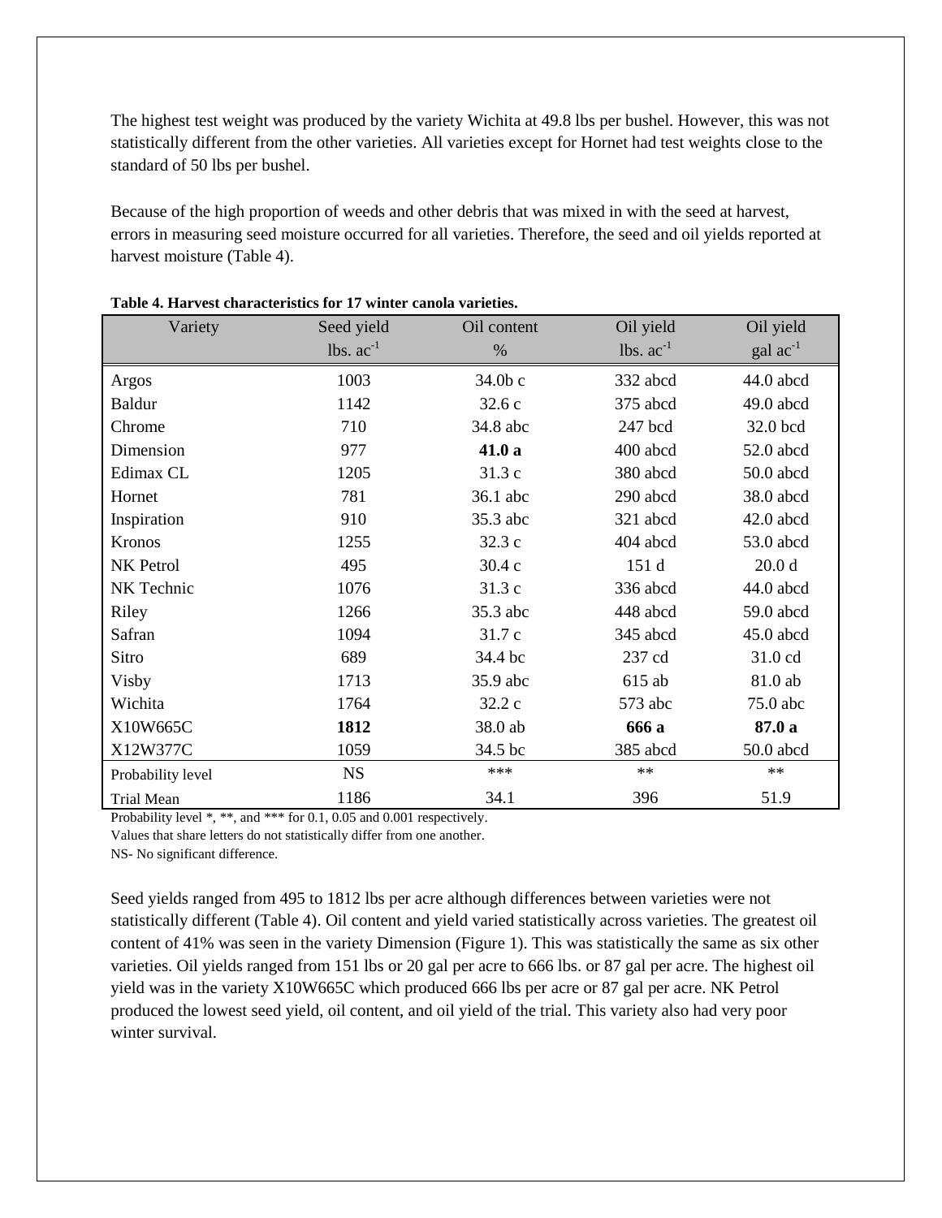The highest test weight was produced by the variety Wichita at 49.8 lbs per bushel. However, this was not statistically different from the other varieties. All varieties except for Hornet had test weights close to the standard of 50 lbs per bushel.

Because of the high proportion of weeds and other debris that was mixed in with the seed at harvest, errors in measuring seed moisture occurred for all varieties. Therefore, the seed and oil yields reported at harvest moisture (Table 4).

**Table 4. Harvest characteristics for 17 winter canola varieties.**

| Variety | Seed yield lbs. $ac^{-1}$ | Oil content % | Oil yield lbs. $ac^{-1}$ | Oil yield gal $ac^{-1}$ |
|---|---|---|---|---|
| Argos | 1003 | 34.0b c | 332 abcd | 44.0 abcd |
| Baldur | 1142 | 32.6 c | 375 abcd | 49.0 abcd |
| Chrome | 710 | 34.8 abc | 247 bcd | 32.0 bcd |
| Dimension | 977 | **41.0 a** | 400 abcd | 52.0 abcd |
| Edimax CL | 1205 | 31.3 c | 380 abcd | 50.0 abcd |
| Hornet | 781 | 36.1 abc | 290 abcd | 38.0 abcd |
| Inspiration | 910 | 35.3 abc | 321 abcd | 42.0 abcd |
| Kronos | 1255 | 32.3 c | 404 abcd | 53.0 abcd |
| NK Petrol | 495 | 30.4 c | 151 d | 20.0 d |
| NK Technic | 1076 | 31.3 c | 336 abcd | 44.0 abcd |
| Riley | 1266 | 35.3 abc | 448 abcd | 59.0 abcd |
| Safran | 1094 | 31.7 c | 345 abcd | 45.0 abcd |
| Sitro | 689 | 34.4 bc | 237 cd | 31.0 cd |
| Visby | 1713 | 35.9 abc | 615 ab | 81.0 ab |
| Wichita | 1764 | 32.2 c | 573 abc | 75.0 abc |
| X10W665C | **1812** | 38.0 ab | **666 a** | **87.0 a** |
| X12W377C | 1059 | 34.5 bc | 385 abcd | 50.0 abcd |
| Probability level | NS | *** | ** | ** |
| Trial Mean | 1186 | 34.1 | 396 | 51.9 |

Probability level *, **, and *** for 0.1, 0.05 and 0.001 respectively.

Values that share letters do not statistically differ from one another.

NS- No significant difference.

Seed yields ranged from 495 to 1812 lbs per acre although differences between varieties were not statistically different (Table 4). Oil content and yield varied statistically across varieties. The greatest oil content of 41% was seen in the variety Dimension (Figure 1). This was statistically the same as six other varieties. Oil yields ranged from 151 lbs or 20 gal per acre to 666 lbs. or 87 gal per acre. The highest oil yield was in the variety X10W665C which produced 666 lbs per acre or 87 gal per acre. NK Petrol produced the lowest seed yield, oil content, and oil yield of the trial. This variety also had very poor winter survival.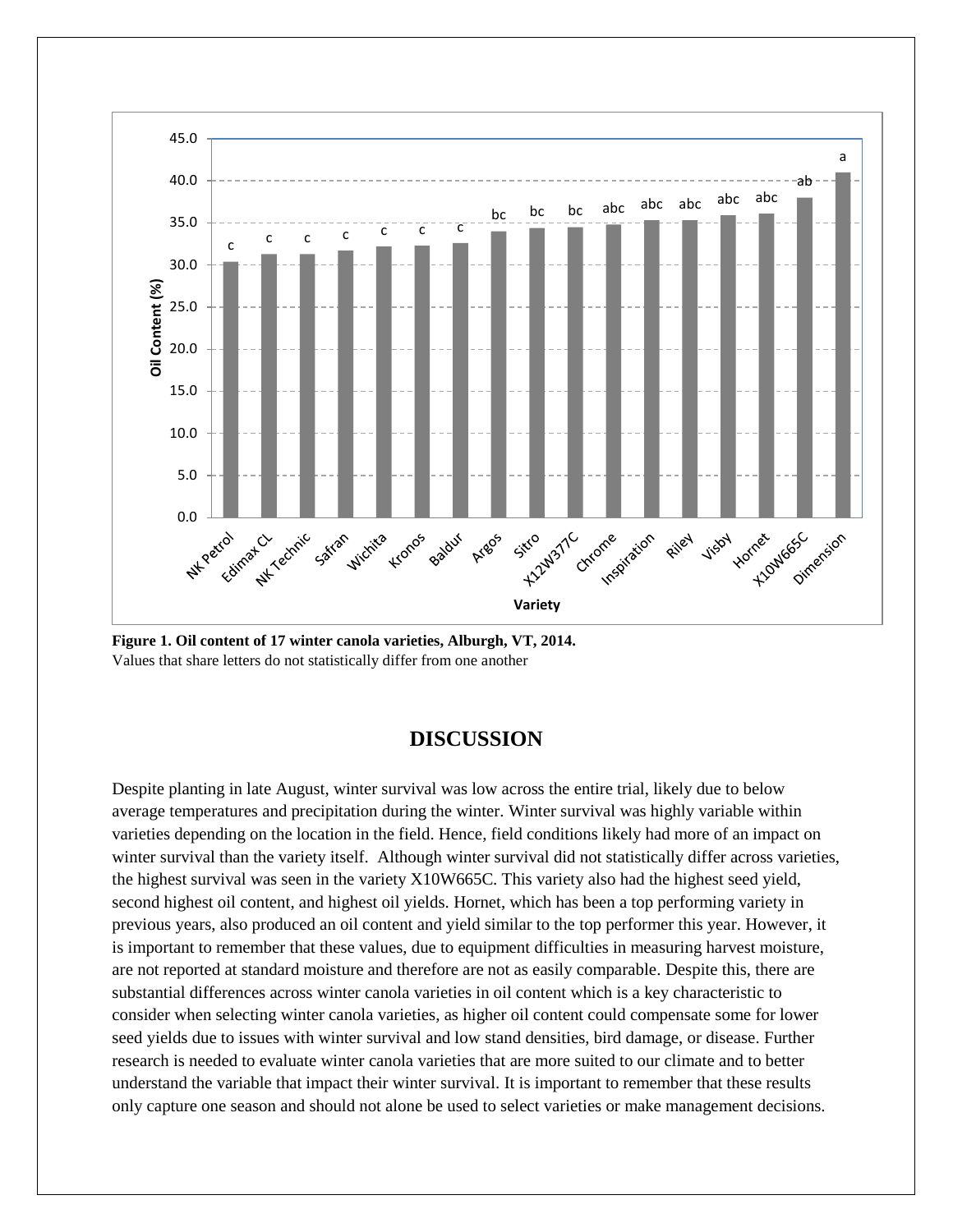**Figure 1. Oil content of 17 winter canola varieties, Alburgh, VT, 2014.**
Values that share letters do not statistically differ from one another

## DISCUSSION

Despite planting in late August, winter survival was low across the entire trial, likely due to below average temperatures and precipitation during the winter. Winter survival was highly variable within varieties depending on the location in the field. Hence, field conditions likely had more of an impact on winter survival than the variety itself. Although winter survival did not statistically differ across varieties, the highest survival was seen in the variety X10W665C. This variety also had the highest seed yield, second highest oil content, and highest oil yields. Hornet, which has been a top performing variety in previous years, also produced an oil content and yield similar to the top performer this year. However, it is important to remember that these values, due to equipment difficulties in measuring harvest moisture, are not reported at standard moisture and therefore are not as easily comparable. Despite this, there are substantial differences across winter canola varieties in oil content which is a key characteristic to consider when selecting winter canola varieties, as higher oil content could compensate some for lower seed yields due to issues with winter survival and low stand densities, bird damage, or disease. Further research is needed to evaluate winter canola varieties that are more suited to our climate and to better understand the variable that impact their winter survival. It is important to remember that these results only capture one season and should not alone be used to select varieties or make management decisions.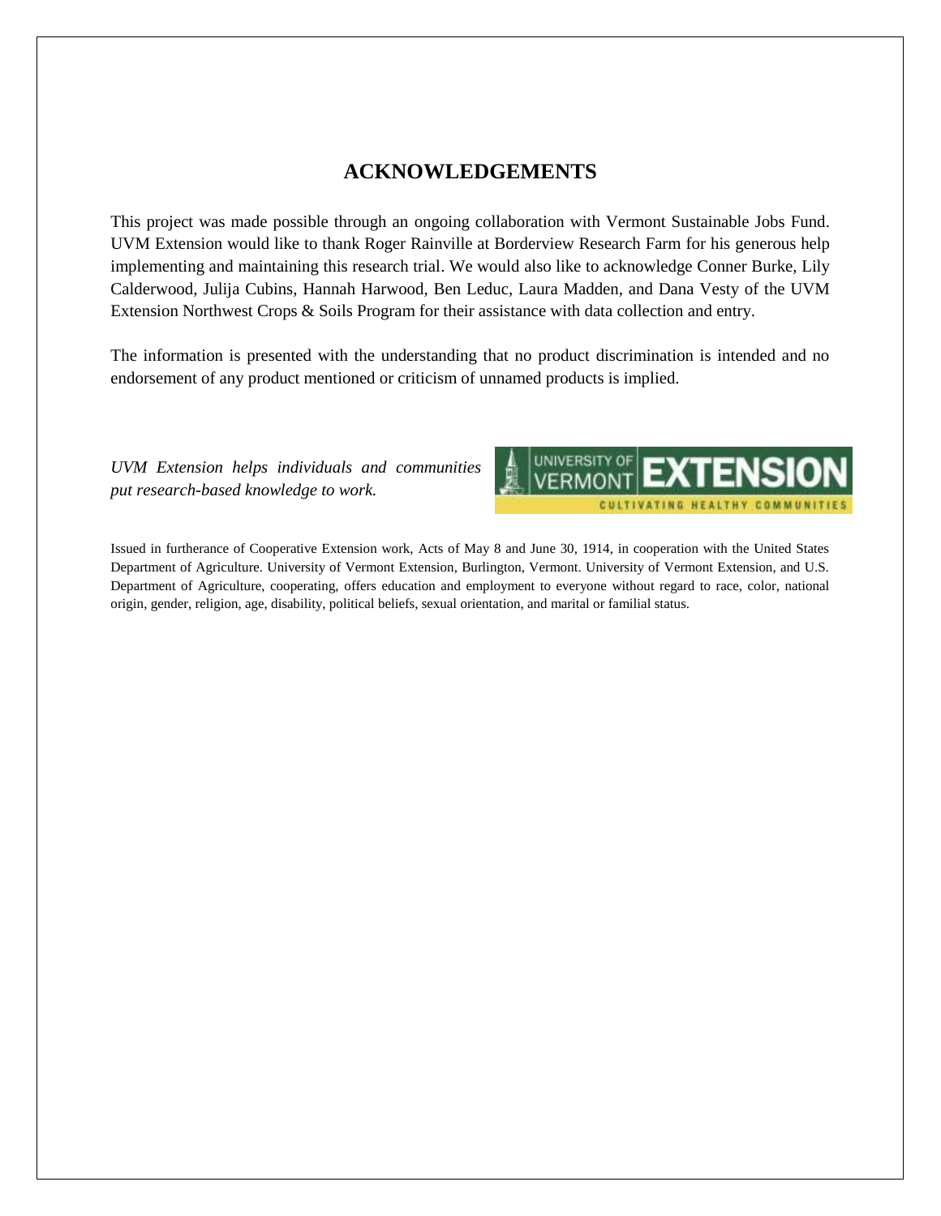## ACKNOWLEDGEMENTS

This project was made possible through an ongoing collaboration with Vermont Sustainable Jobs Fund. UVM Extension would like to thank Roger Rainville at Borderview Research Farm for his generous help implementing and maintaining this research trial. We would also like to acknowledge Conner Burke, Lily Calderwood, Julija Cubins, Hannah Harwood, Ben Leduc, Laura Madden, and Dana Vesty of the UVM Extension Northwest Crops & Soils Program for their assistance with data collection and entry.

The information is presented with the understanding that no product discrimination is intended and no endorsement of any product mentioned or criticism of unnamed products is implied.

*UVM Extension helps individuals and communities put research-based knowledge to work.*

UNIVERSITY OF VERMONT EXTENSION
CULTIVATING HEALTHY COMMUNITIES

Issued in furtherance of Cooperative Extension work, Acts of May 8 and June 30, 1914, in cooperation with the United States Department of Agriculture. University of Vermont Extension, Burlington, Vermont. University of Vermont Extension, and U.S. Department of Agriculture, cooperating, offers education and employment to everyone without regard to race, color, national origin, gender, religion, age, disability, political beliefs, sexual orientation, and marital or familial status.